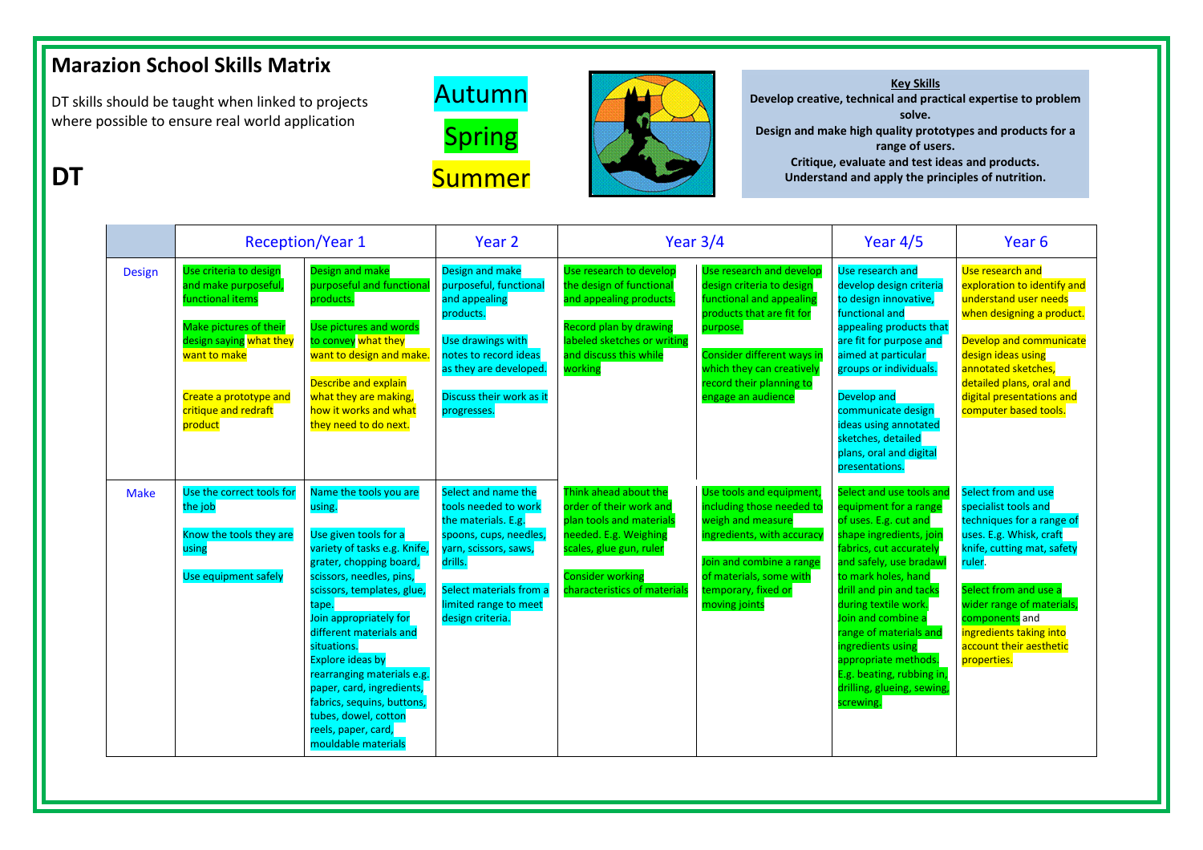# Marazion School Skills Matrix

DT skills should be taught when linked to projects where possible to ensure real world application

## DT

Autumn

Spring

Summer

**Key Skills**

**Develop creative, technical and practical expertise to problem solve.**

**Design and make high quality prototypes and products for a range of users.**

**Critique, evaluate and test ideas and products.**

**Understand and apply the principles of nutrition.**

| | Reception/Year 1 | | Year 2 | Year 3/4 | | Year 4/5 | Year 6 |
|---|---|---|---|---|---|---|---|
| Design | Use criteria to design and make purposeful, functional items<br><br>Make pictures of their design saying what they want to make<br><br>Create a prototype and critique and redraft product | Design and make purposeful and functional products.<br><br>Use pictures and words to convey what they want to design and make.<br><br>Describe and explain what they are making, how it works and what they need to do next. | Design and make purposeful, functional and appealing products.<br><br>Use drawings with notes to record ideas as they are developed.<br><br>Discuss their work as it progresses. | Use research to develop the design of functional and appealing products.<br><br>Record plan by drawing labeled sketches or writing and discuss this while working | Use research and develop design criteria to design functional and appealing products that are fit for purpose.<br><br>Consider different ways in which they can creatively record their planning to engage an audience | Use research and develop design criteria to design innovative, functional and appealing products that are fit for purpose and aimed at particular groups or individuals.<br><br>Develop and communicate design ideas using annotated sketches, detailed plans, oral and digital presentations. | Use research and exploration to identify and understand user needs when designing a product.<br><br>Develop and communicate design ideas using annotated sketches, detailed plans, oral and digital presentations and computer based tools. |
| Make | Use the correct tools for the job<br><br>Know the tools they are using<br><br>Use equipment safely | Name the tools you are using.<br><br>Use given tools for a variety of tasks e.g. Knife, grater, chopping board, scissors, needles, pins, scissors, templates, glue, tape.<br>Join appropriately for different materials and situations.<br>Explore ideas by rearranging materials e.g. paper, card, ingredients, fabrics, sequins, buttons, tubes, dowel, cotton reels, paper, card, mouldable materials | Select and name the tools needed to work the materials. E.g. spoons, cups, needles, yarn, scissors, saws, drills.<br><br>Select materials from a limited range to meet design criteria. | Think ahead about the order of their work and plan tools and materials needed. E.g. Weighing scales, glue gun, ruler<br><br>Consider working characteristics of materials | Use tools and equipment, including those needed to weigh and measure ingredients, with accuracy<br><br>Join and combine a range of materials, some with temporary, fixed or moving joints | Select and use tools and equipment for a range of uses. E.g. cut and shape ingredients, join fabrics, cut accurately and safely, use bradawl to mark holes, hand drill and pin and tacks during textile work.<br>Join and combine a range of materials and ingredients using appropriate methods. E.g. beating, rubbing in, drilling, glueing, sewing, screwing. | Select from and use specialist tools and techniques for a range of uses. E.g. Whisk, craft knife, cutting mat, safety ruler.<br><br>Select from and use a wider range of materials, components and ingredients taking into account their aesthetic properties. |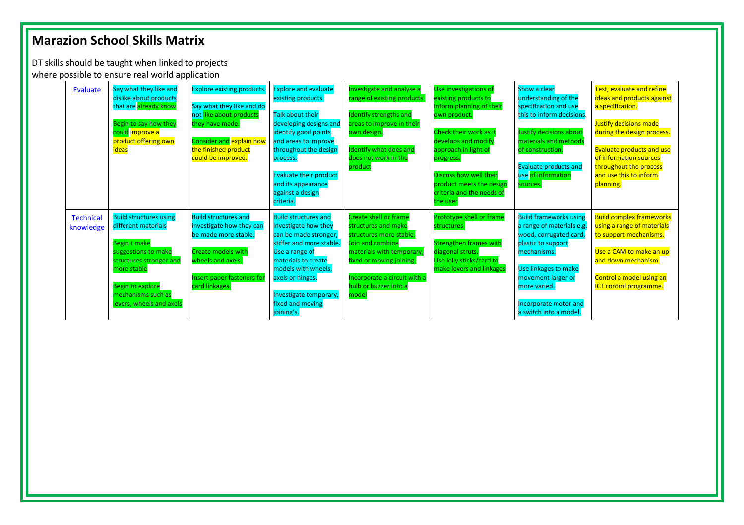# Marazion School Skills Matrix

DT skills should be taught when linked to projects where possible to ensure real world application

| | | | | | | | |
|---|---|---|---|---|---|---|---|
| Evaluate | Say what they like and dislike about products that are already know<br><br>Begin to say how they could improve a product offering own ideas | Explore existing products.<br><br>Say what they like and do not like about products they have made.<br><br>Consider and explain how the finished product could be improved. | Explore and evaluate existing products.<br><br>Talk about their developing designs and identify good points and areas to improve throughout the design process.<br><br>Evaluate their product and its appearance against a design criteria. | Investigate and analyse a range of existing products.<br><br>Identify strengths and areas to improve in their own design.<br><br>Identify what does and does not work in the product | Use investigations of existing products to inform planning of their own product.<br><br>Check their work as it develops and modify approach in light of progress.<br><br>Discuss how well their product meets the design criteria and the needs of the user | Show a clear understanding of the specification and use this to inform decisions.<br><br>Justify decisions about materials and methods of construction.<br><br>Evaluate products and use of information sources. | Test, evaluate and refine ideas and products against a specification.<br><br>Justify decisions made during the design process.<br><br>Evaluate products and use of information sources throughout the process and use this to inform planning. |
| Technical knowledge | Build structures using different materials<br><br>Begin t make suggestions to make structures stronger and more stable<br><br>Begin to explore mechanisms such as levers, wheels and axels | Build structures and investigate how they can be made more stable.<br><br>Create models with wheels and axels.<br><br>Insert paper fasteners for card linkages. | Build structures and investigate how they can be made stronger, stiffer and more stable.<br>Use a range of materials to create models with wheels, axels or hinges.<br><br>Investigate temporary, fixed and moving joining's. | Create shell or frame structures and make structures more stable.<br>Join and combine materials with temporary, fixed or moving joining.<br><br>Incorporate a circuit with a bulb or buzzer into a model | Prototype shell or frame structures.<br><br>Strengthen frames with diagonal struts.<br>Use lolly sticks/card to make levers and linkages | Build frameworks using a range of materials e.g. wood, corrugated card, plastic to support mechanisms.<br><br>Use linkages to make movement larger or more varied.<br><br>Incorporate motor and a switch into a model. | Build complex frameworks using a range of materials to support mechanisms.<br><br>Use a CAM to make an up and down mechanism.<br><br>Control a model using an ICT control programme. |